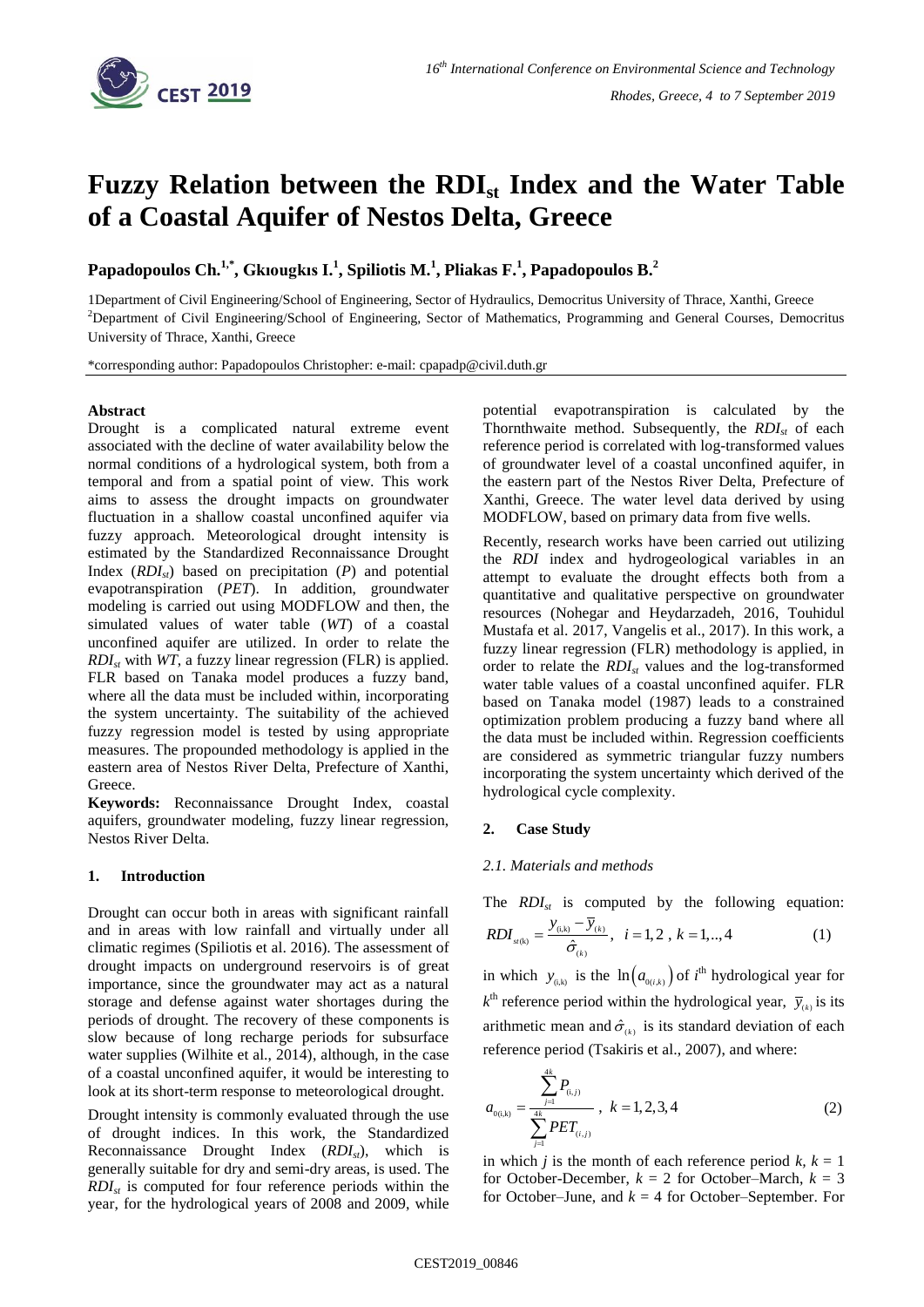# Fuzzy Relation between the $RDI_{st}$ Index and the Water Table of a Coastal Aquifer of Nestos Delta, Greece

**Papadopoulos Ch.[1,*], Gkıougkıs I.[1], Spiliotis M.[1], Pliakas F.[1], Papadopoulos B.[2]**

1Department of Civil Engineering/School of Engineering, Sector of Hydraulics, Democritus University of Thrace, Xanthi, Greece
[2]Department of Civil Engineering/School of Engineering, Sector of Mathematics, Programming and General Courses, Democritus University of Thrace, Xanthi, Greece

*corresponding author: Papadopoulos Christopher: e-mail: cpapadp@civil.duth.gr

### Abstract

Drought is a complicated natural extreme event associated with the decline of water availability below the normal conditions of a hydrological system, both from a temporal and from a spatial point of view. This work aims to assess the drought impacts on groundwater fluctuation in a shallow coastal unconfined aquifer via fuzzy approach. Meteorological drought intensity is estimated by the Standardized Reconnaissance Drought Index ($RDI_{st}$) based on precipitation ($P$) and potential evapotranspiration ($PET$). In addition, groundwater modeling is carried out using MODFLOW and then, the simulated values of water table ($WT$) of a coastal unconfined aquifer are utilized. In order to relate the $RDI_{st}$ with $WT$, a fuzzy linear regression (FLR) is applied. FLR based on Tanaka model produces a fuzzy band, where all the data must be included within, incorporating the system uncertainty. The suitability of the achieved fuzzy regression model is tested by using appropriate measures. The propounded methodology is applied in the eastern area of Nestos River Delta, Prefecture of Xanthi, Greece.

**Keywords:** Reconnaissance Drought Index, coastal aquifers, groundwater modeling, fuzzy linear regression, Nestos River Delta.

## 1. Introduction

Drought can occur both in areas with significant rainfall and in areas with low rainfall and virtually under all climatic regimes (Spiliotis et al. 2016). The assessment of drought impacts on underground reservoirs is of great importance, since the groundwater may act as a natural storage and defense against water shortages during the periods of drought. The recovery of these components is slow because of long recharge periods for subsurface water supplies (Wilhite et al., 2014), although, in the case of a coastal unconfined aquifer, it would be interesting to look at its short-term response to meteorological drought.

Drought intensity is commonly evaluated through the use of drought indices. In this work, the Standardized Reconnaissance Drought Index ($RDI_{st}$), which is generally suitable for dry and semi-dry areas, is used. The $RDI_{st}$ is computed for four reference periods within the year, for the hydrological years of 2008 and 2009, while potential evapotranspiration is calculated by the Thornthwaite method. Subsequently, the $RDI_{st}$ of each reference period is correlated with log-transformed values of groundwater level of a coastal unconfined aquifer, in the eastern part of the Nestos River Delta, Prefecture of Xanthi, Greece. The water level data derived by using MODFLOW, based on primary data from five wells.

Recently, research works have been carried out utilizing the $RDI$ index and hydrogeological variables in an attempt to evaluate the drought effects both from a quantitative and qualitative perspective on groundwater resources (Nohegar and Heydarzadeh, 2016, Touhidul Mustafa et al. 2017, Vangelis et al., 2017). In this work, a fuzzy linear regression (FLR) methodology is applied, in order to relate the $RDI_{st}$ values and the log-transformed water table values of a coastal unconfined aquifer. FLR based on Tanaka model (1987) leads to a constrained optimization problem producing a fuzzy band where all the data must be included within. Regression coefficients are considered as symmetric triangular fuzzy numbers incorporating the system uncertainty which derived of the hydrological cycle complexity.

## 2. Case Study

### 2.1. Materials and methods

The $RDI_{st}$ is computed by the following equation:

$$RDI_{st(k)} = \frac{y_{(i,k)} - \bar{y}_{(k)}}{\hat{\sigma}_{(k)}}, \quad i = 1,2 \; , \; k = 1,..,4 \tag{1}$$

in which $y_{(i,k)}$ is the $\ln\left(a_{0(i,k)}\right)$ of $i^{th}$ hydrological year for $k^{th}$ reference period within the hydrological year, $\bar{y}_{(k)}$ is its arithmetic mean and $\hat{\sigma}_{(k)}$ is its standard deviation of each reference period (Tsakiris et al., 2007), and where:

$$a_{0(i,k)} = \frac{\sum_{j=1}^{4k} P_{(i,j)}}{\sum_{j=1}^{4k} PET_{(i,j)}} \; , \; k = 1,2,3,4 \tag{2}$$

in which $j$ is the month of each reference period $k$, $k = 1$ for October-December, $k = 2$ for October–March, $k = 3$ for October–June, and $k = 4$ for October–September. For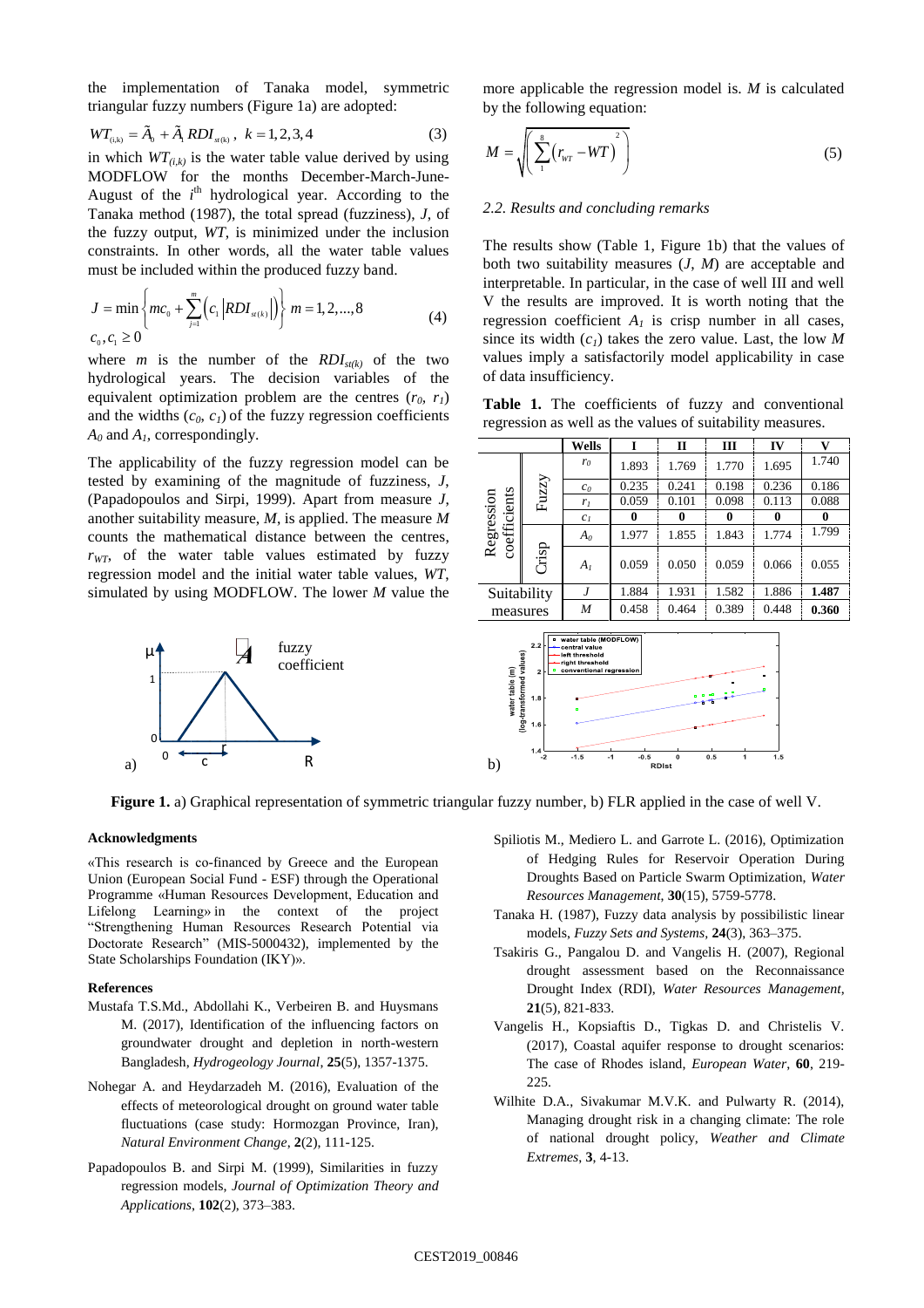the implementation of Tanaka model, symmetric triangular fuzzy numbers (Figure 1a) are adopted:

$$WT_{(i,k)} = \tilde{A}_0 + \tilde{A}_1 RDI_{st(k)}, \quad k = 1,2,3,4 \tag{3}$$

in which $WT_{(i,k)}$ is the water table value derived by using MODFLOW for the months December-March-June-August of the $i^{th}$ hydrological year. According to the Tanaka method (1987), the total spread (fuzziness), $J$, of the fuzzy output, $WT$, is minimized under the inclusion constraints. In other words, all the water table values must be included within the produced fuzzy band.

$$J = \min\left\{ mc_0 + \sum_{j=1}^{m}\left(c_1 \left|RDI_{st(k)}\right|\right)\right\} \; m = 1,2,...,8 \tag{4}$$
$$c_0, c_1 \geq 0$$

where $m$ is the number of the $RDI_{st(k)}$ of the two hydrological years. The decision variables of the equivalent optimization problem are the centres ($r_0$, $r_1$) and the widths ($c_0$, $c_1$) of the fuzzy regression coefficients $A_0$ and $A_1$, correspondingly.

The applicability of the fuzzy regression model can be tested by examining of the magnitude of fuzziness, $J$, (Papadopoulos and Sirpi, 1999). Apart from measure $J$, another suitability measure, $M$, is applied. The measure $M$ counts the mathematical distance between the centres, $r_{WT}$, of the water table values estimated by fuzzy regression model and the initial water table values, $WT$, simulated by using MODFLOW. The lower $M$ value the more applicable the regression model is. $M$ is calculated by the following equation:

$$M = \sqrt{\left(\sum_{1}^{8}\left(r_{WT} - WT\right)^2\right)} \tag{5}$$

### 2.2. Results and concluding remarks

The results show (Table 1, Figure 1b) that the values of both two suitability measures ($J$, $M$) are acceptable and interpretable. In particular, in the case of well III and well V the results are improved. It is worth noting that the regression coefficient $A_1$ is crisp number in all cases, since its width ($c_1$) takes the zero value. Last, the low $M$ values imply a satisfactorily model applicability in case of data insufficiency.

**Table 1.** The coefficients of fuzzy and conventional regression as well as the values of suitability measures.

| | | Wells | I | II | III | IV | V |
|---|---|---|---|---|---|---|---|
| Regression coefficients | Fuzzy | $r_0$ | 1.893 | 1.769 | 1.770 | 1.695 | 1.740 |
| | | $c_0$ | 0.235 | 0.241 | 0.198 | 0.236 | 0.186 |
| | | $r_1$ | 0.059 | 0.101 | 0.098 | 0.113 | 0.088 |
| | | $c_1$ | **0** | **0** | **0** | **0** | **0** |
| | Crisp | $A_0$ | 1.977 | 1.855 | 1.843 | 1.774 | 1.799 |
| | | $A_1$ | 0.059 | 0.050 | 0.059 | 0.066 | 0.055 |
| Suitability measures | | $J$ | 1.884 | 1.931 | 1.582 | 1.886 | **1.487** |
| | | $M$ | 0.458 | 0.464 | 0.389 | 0.448 | **0.360** |

a)
μ
1
0
0
c
r
R
A
fuzzy coefficient

b)
water table (MODFLOW)
central value
left threshold
right threshold
conventional regression
water table (m) (log-transformed values)
2.2
2
1.8
1.6
1.4
-2
-1.5
-1
-0.5
0
0.5
1
1.5
RDIst

**Figure 1.** a) Graphical representation of symmetric triangular fuzzy number, b) FLR applied in the case of well V.

#### Acknowledgments

«This research is co-financed by Greece and the European Union (European Social Fund - ESF) through the Operational Programme «Human Resources Development, Education and Lifelong Learning» in the context of the project "Strengthening Human Resources Research Potential via Doctorate Research" (MIS-5000432), implemented by the State Scholarships Foundation (IKY)».

#### References

Mustafa T.S.Md., Abdollahi K., Verbeiren B. and Huysmans M. (2017), Identification of the influencing factors on groundwater drought and depletion in north-western Bangladesh, *Hydrogeology Journal*, **25**(5), 1357-1375.

Nohegar A. and Heydarzadeh M. (2016), Evaluation of the effects of meteorological drought on ground water table fluctuations (case study: Hormozgan Province, Iran), *Natural Environment Change*, **2**(2), 111-125.

Papadopoulos B. and Sirpi M. (1999), Similarities in fuzzy regression models, *Journal of Optimization Theory and Applications*, **102**(2), 373–383.

Spiliotis M., Mediero L. and Garrote L. (2016), Optimization of Hedging Rules for Reservoir Operation During Droughts Based on Particle Swarm Optimization, *Water Resources Management*, **30**(15), 5759-5778.

Tanaka H. (1987), Fuzzy data analysis by possibilistic linear models, *Fuzzy Sets and Systems*, **24**(3), 363–375.

Tsakiris G., Pangalou D. and Vangelis H. (2007), Regional drought assessment based on the Reconnaissance Drought Index (RDI), *Water Resources Management*, **21**(5), 821-833.

Vangelis H., Kopsiaftis G., Tigkas D. and Christelis V. (2017), Coastal aquifer response to drought scenarios: The case of Rhodes island, *European Water*, **60**, 219-225.

Wilhite D.A., Sivakumar M.V.K. and Pulwarty R. (2014), Managing drought risk in a changing climate: The role of national drought policy, *Weather and Climate Extremes*, **3**, 4-13.